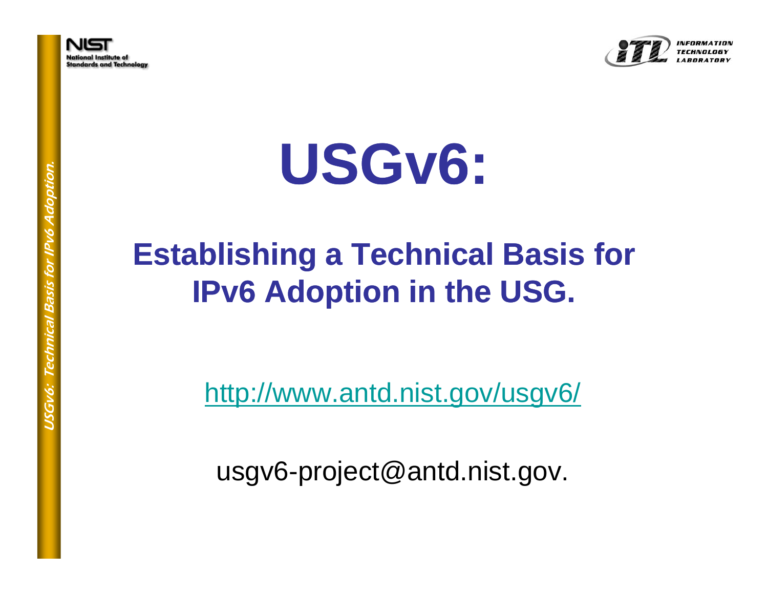# USGv6:

## Establishing a Technical Basis for IPv6 Adoption in the USG.

http://www.antd.nist.gov/usgv6/

usgv6-project@antd.nist.gov.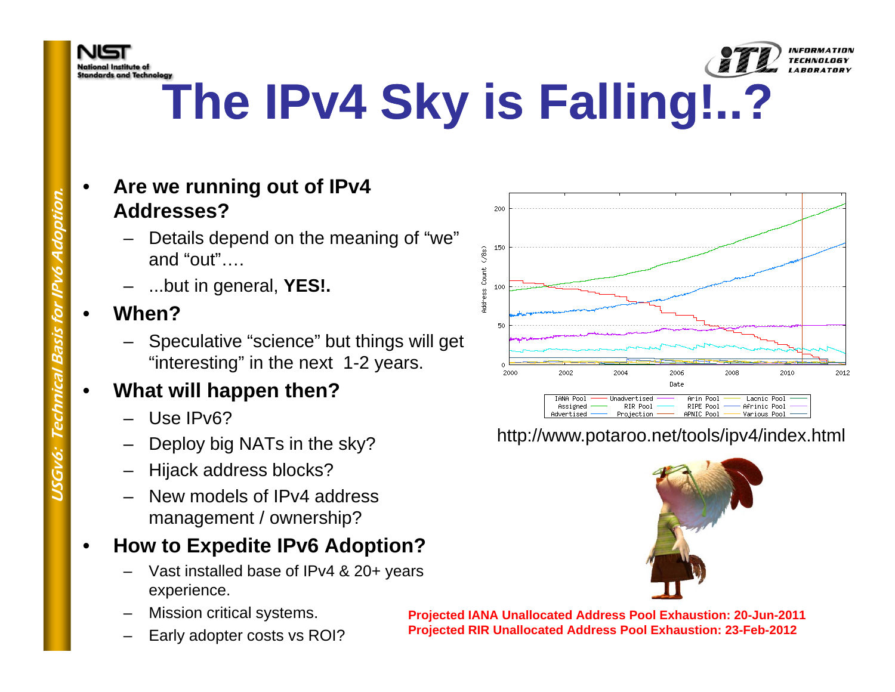# The IPv4 Sky is Falling!..?

- **Are we running out of IPv4 Addresses?**
  - Details depend on the meaning of "we" and "out"….
  - ...but in general, **YES!.**
- **When?**
  - Speculative "science" but things will get "interesting" in the next 1-2 years.
- **What will happen then?**
  - Use IPv6?
  - Deploy big NATs in the sky?
  - Hijack address blocks?
  - New models of IPv4 address management / ownership?
- **How to Expedite IPv6 Adoption?**
  - Vast installed base of IPv4 & 20+ years experience.
  - Mission critical systems.
  - Early adopter costs vs ROI?

http://www.potaroo.net/tools/ipv4/index.html

**Projected IANA Unallocated Address Pool Exhaustion: 20-Jun-2011**
**Projected RIR Unallocated Address Pool Exhaustion: 23-Feb-2012**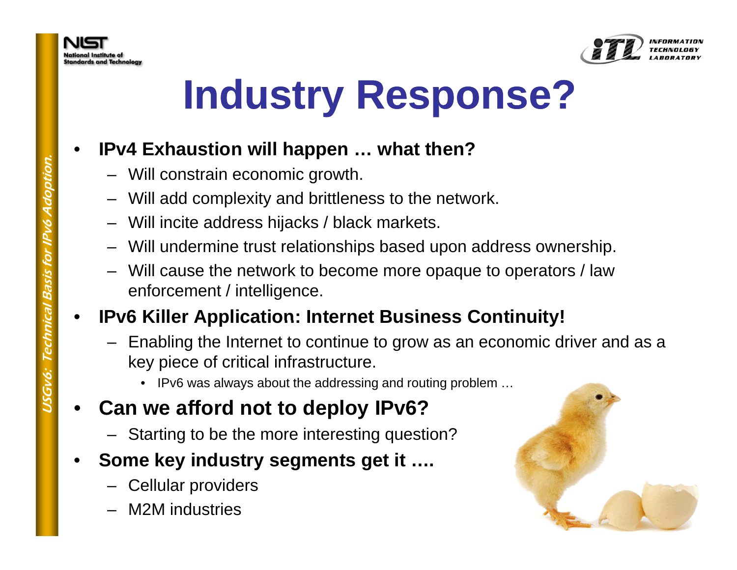# Industry Response?

- **IPv4 Exhaustion will happen … what then?**
  - Will constrain economic growth.
  - Will add complexity and brittleness to the network.
  - Will incite address hijacks / black markets.
  - Will undermine trust relationships based upon address ownership.
  - Will cause the network to become more opaque to operators / law enforcement / intelligence.
- **IPv6 Killer Application: Internet Business Continuity!**
  - Enabling the Internet to continue to grow as an economic driver and as a key piece of critical infrastructure.
    - IPv6 was always about the addressing and routing problem …
- **Can we afford not to deploy IPv6?**
  - Starting to be the more interesting question?
- **Some key industry segments get it ….**
  - Cellular providers
  - M2M industries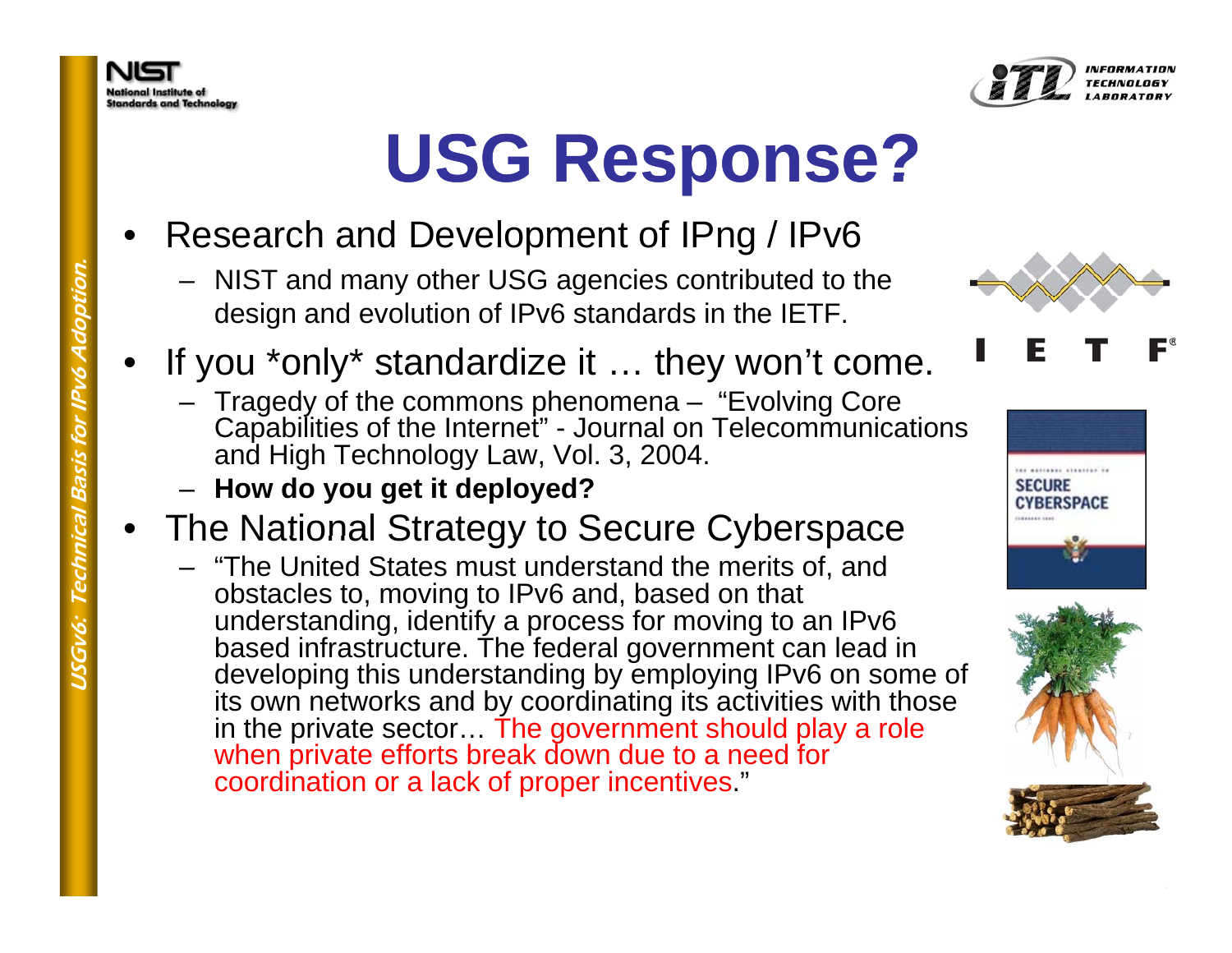# USG Response?

- Research and Development of IPng / IPv6
  - NIST and many other USG agencies contributed to the design and evolution of IPv6 standards in the IETF.
- If you *only* standardize it … they won't come.
  - Tragedy of the commons phenomena – "Evolving Core Capabilities of the Internet" - Journal on Telecommunications and High Technology Law, Vol. 3, 2004.
  - **How do you get it deployed?**
- The National Strategy to Secure Cyberspace
  - "The United States must understand the merits of, and obstacles to, moving to IPv6 and, based on that understanding, identify a process for moving to an IPv6 based infrastructure. The federal government can lead in developing this understanding by employing IPv6 on some of its own networks and by coordinating its activities with those in the private sector… The government should play a role when private efforts break down due to a need for coordination or a lack of proper incentives."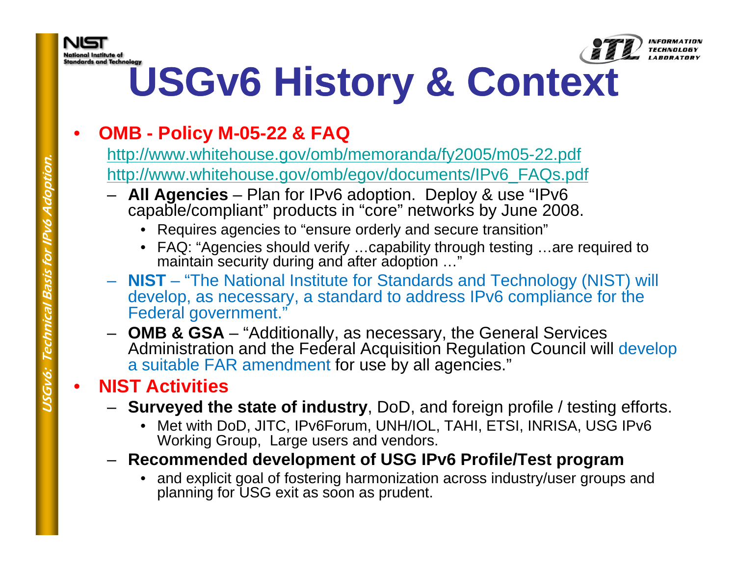# USGv6 History & Context

- **OMB - Policy M-05-22 & FAQ**

  http://www.whitehouse.gov/omb/memoranda/fy2005/m05-22.pdf

  http://www.whitehouse.gov/omb/egov/documents/IPv6_FAQs.pdf

  - **All Agencies** – Plan for IPv6 adoption. Deploy & use "IPv6 capable/compliant" products in "core" networks by June 2008.
    - Requires agencies to "ensure orderly and secure transition"
    - FAQ: "Agencies should verify …capability through testing …are required to maintain security during and after adoption …"
  - **NIST** – "The National Institute for Standards and Technology (NIST) will develop, as necessary, a standard to address IPv6 compliance for the Federal government."
  - **OMB & GSA** – "Additionally, as necessary, the General Services Administration and the Federal Acquisition Regulation Council will develop a suitable FAR amendment for use by all agencies."

- **NIST Activities**
  - **Surveyed the state of industry**, DoD, and foreign profile / testing efforts.
    - Met with DoD, JITC, IPv6Forum, UNH/IOL, TAHI, ETSI, INRISA, USG IPv6 Working Group, Large users and vendors.
  - **Recommended development of USG IPv6 Profile/Test program**
    - and explicit goal of fostering harmonization across industry/user groups and planning for USG exit as soon as prudent.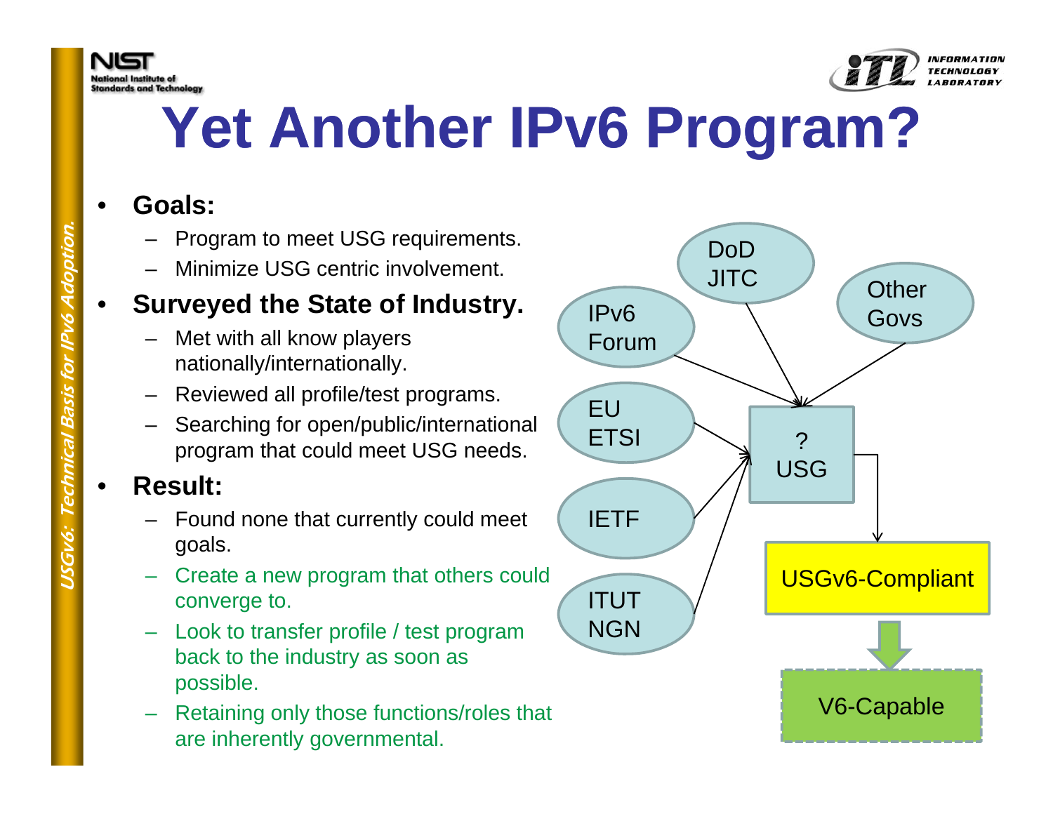# Yet Another IPv6 Program?

- **Goals:**
  - Program to meet USG requirements.
  - Minimize USG centric involvement.
- **Surveyed the State of Industry.**
  - Met with all know players nationally/internationally.
  - Reviewed all profile/test programs.
  - Searching for open/public/international program that could meet USG needs.
- **Result:**
  - Found none that currently could meet goals.
  - Create a new program that others could converge to.
  - Look to transfer profile / test program back to the industry as soon as possible.
  - Retaining only those functions/roles that are inherently governmental.

DoD JITC

IPv6 Forum

Other Govs

EU ETSI

IETF

ITUT NGN

? USG

USGv6-Compliant

V6-Capable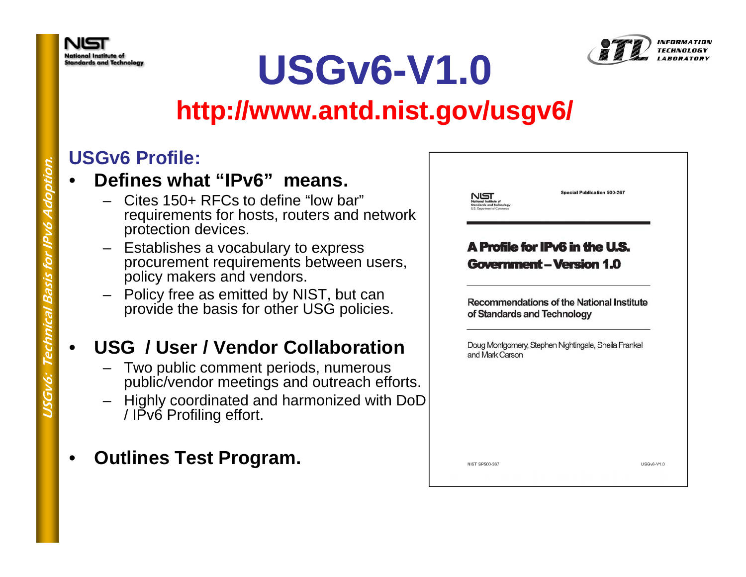# USGv6-V1.0

## http://www.antd.nist.gov/usgv6/

### USGv6 Profile:

- **Defines what "IPv6" means.**
  - Cites 150+ RFCs to define "low bar" requirements for hosts, routers and network protection devices.
  - Establishes a vocabulary to express procurement requirements between users, policy makers and vendors.
  - Policy free as emitted by NIST, but can provide the basis for other USG policies.

- **USG / User / Vendor Collaboration**
  - Two public comment periods, numerous public/vendor meetings and outreach efforts.
  - Highly coordinated and harmonized with DoD / IPv6 Profiling effort.

- **Outlines Test Program.**

Special Publication 500-267

**A Profile for IPv6 in the U.S. Government – Version 1.0**

Recommendations of the National Institute of Standards and Technology

Doug Montgomery, Stephen Nightingale, Sheila Frankel and Mark Carson

NIST SP500-267 USGv6-V1.0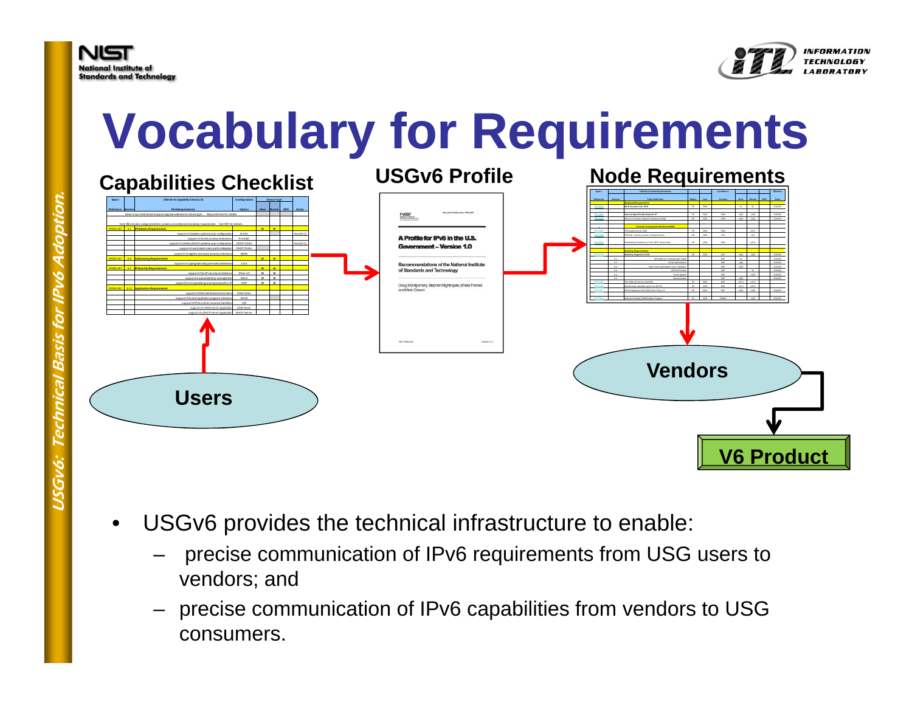# Vocabulary for Requirements

**Capabilities Checklist**

**USGv6 Profile**

**Node Requirements**

Users

Vendors

V6 Product

- USGv6 provides the technical infrastructure to enable:
  - precise communication of IPv6 requirements from USG users to vendors; and
  - precise communication of IPv6 capabilities from vendors to USG consumers.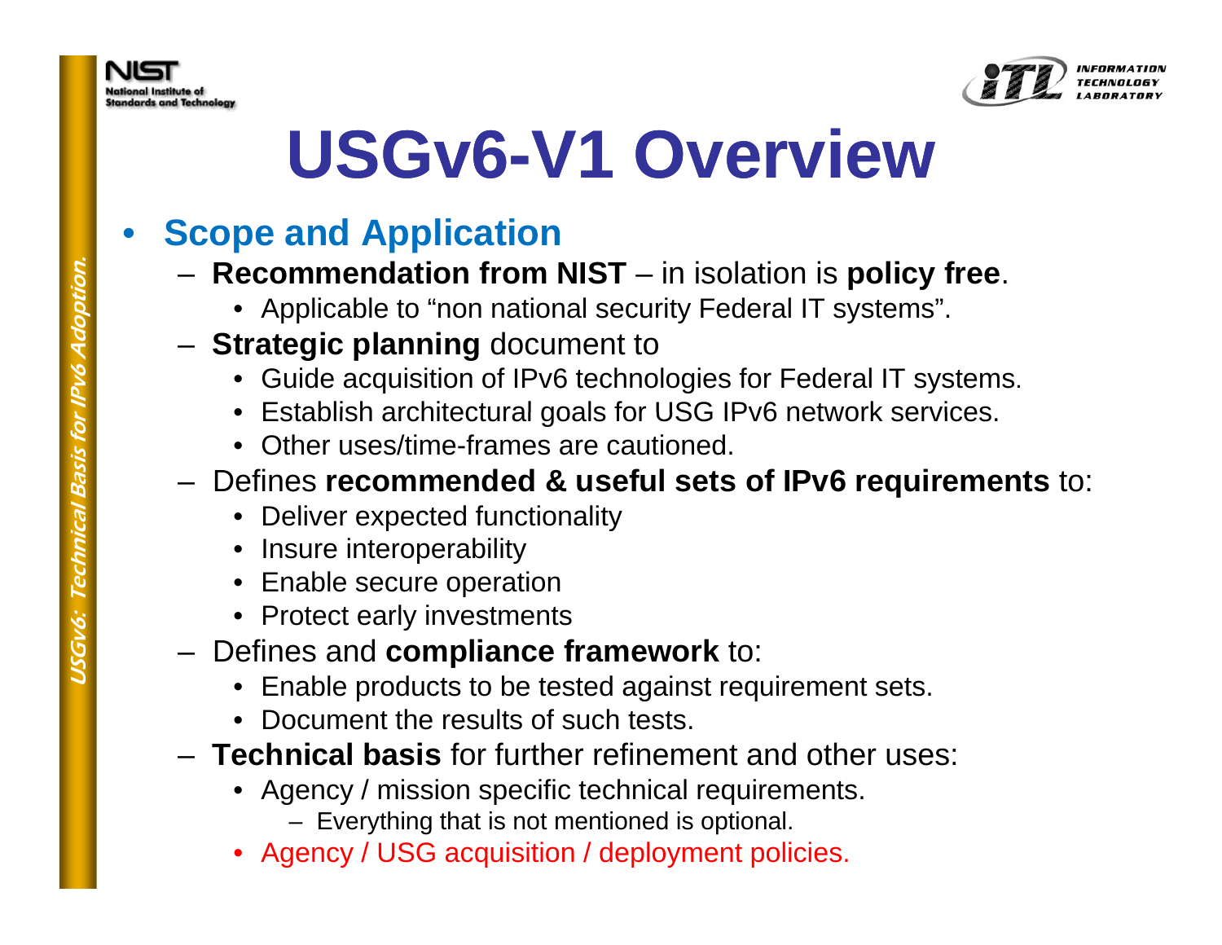# USGv6-V1 Overview

- **Scope and Application**
  - **Recommendation from NIST** – in isolation is **policy free**.
    - Applicable to "non national security Federal IT systems".
  - **Strategic planning** document to
    - Guide acquisition of IPv6 technologies for Federal IT systems.
    - Establish architectural goals for USG IPv6 network services.
    - Other uses/time-frames are cautioned.
  - Defines **recommended & useful sets of IPv6 requirements** to:
    - Deliver expected functionality
    - Insure interoperability
    - Enable secure operation
    - Protect early investments
  - Defines and **compliance framework** to:
    - Enable products to be tested against requirement sets.
    - Document the results of such tests.
  - **Technical basis** for further refinement and other uses:
    - Agency / mission specific technical requirements.
      - Everything that is not mentioned is optional.
    - Agency / USG acquisition / deployment policies.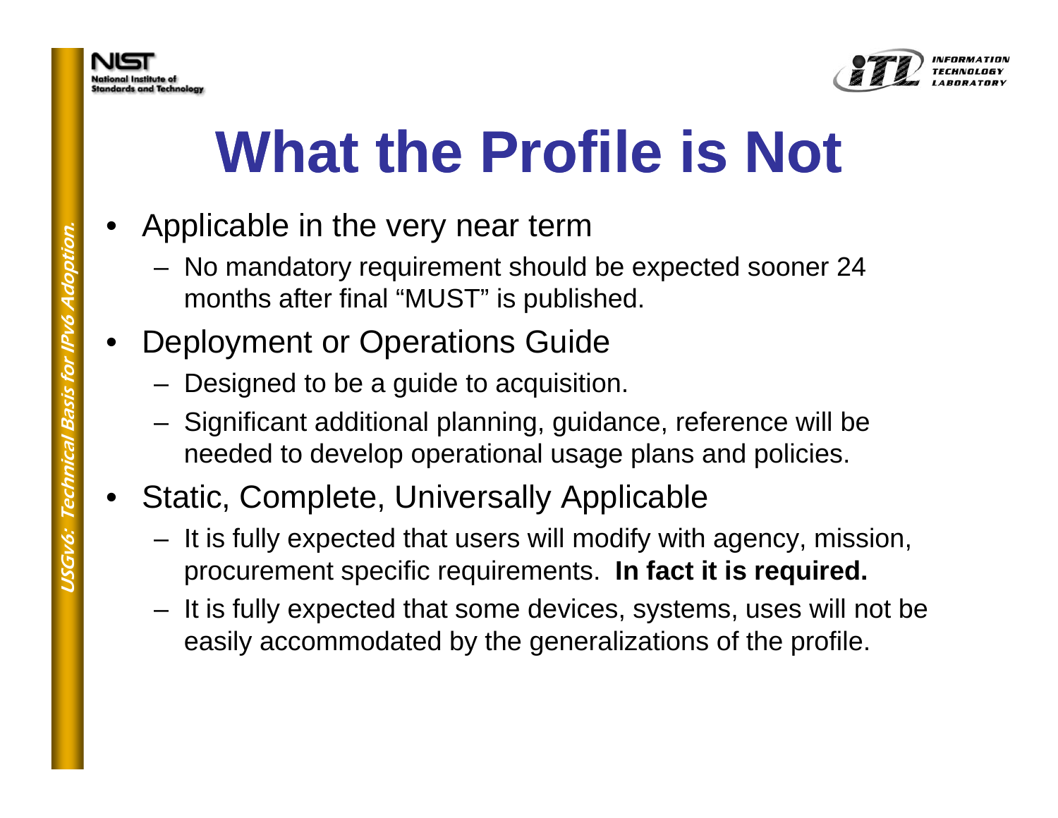# What the Profile is Not

- Applicable in the very near term
  - No mandatory requirement should be expected sooner 24 months after final "MUST" is published.
- Deployment or Operations Guide
  - Designed to be a guide to acquisition.
  - Significant additional planning, guidance, reference will be needed to develop operational usage plans and policies.
- Static, Complete, Universally Applicable
  - It is fully expected that users will modify with agency, mission, procurement specific requirements. **In fact it is required.**
  - It is fully expected that some devices, systems, uses will not be easily accommodated by the generalizations of the profile.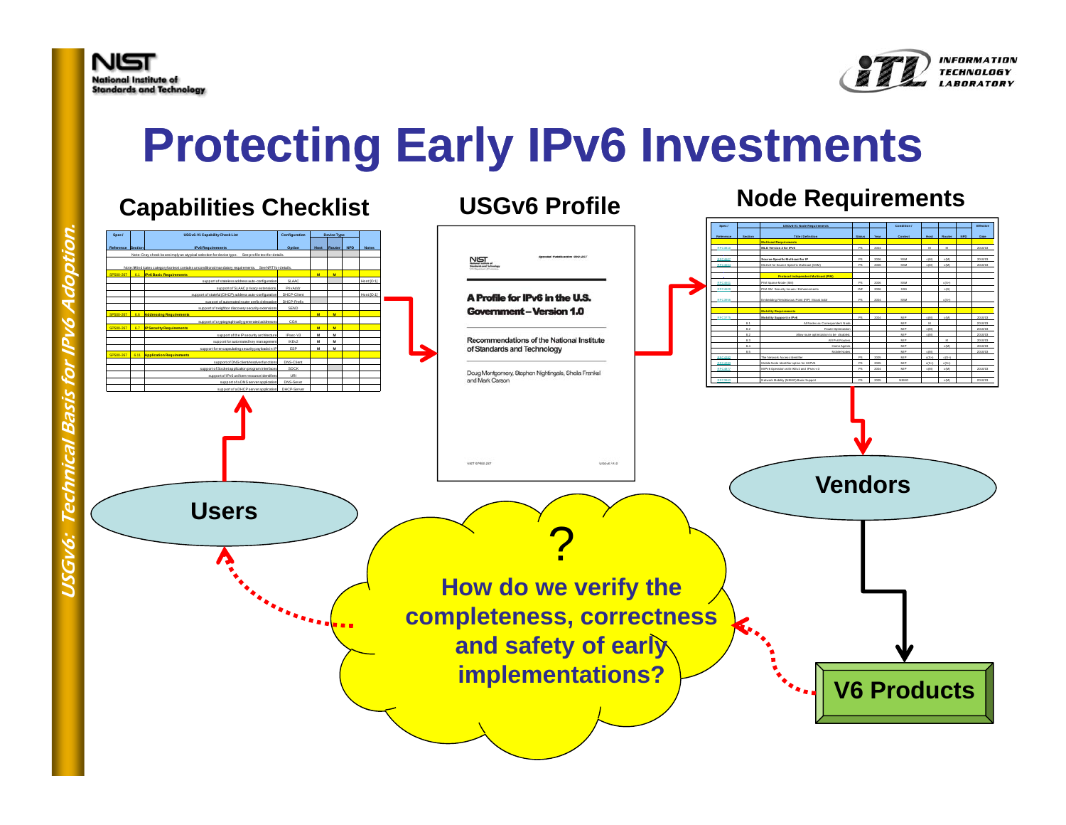# Protecting Early IPv6 Investments

## Capabilities Checklist

| Spec / Reference | Section | USGv6-V1 Capability Check List / IPv6 Requirements | Configuration Option | Device Type: Host | Router | NPD | Notes |
|---|---|---|---|---|---|---|---|
| | | Note: Gray check boxes imply an atypical selection for device type. See profile text for details. | | | | | |
| | | Note: M indicates category/context contains unconditional mandatory requirements. See NRT for details. | | | | | |
| SP500-267 | 6.1 | IPv6 Basic Requirements | | M | M | | |
| | | support of stateless address auto-configuration | SLAAC | | | | Host [O-1] |
| | | support of SLAAC privacy extensions | PrivAddr | | | | |
| | | support of stateful (DHCP) address auto-configuration | DHCP-Client | | | | Host [O-1] |
| | | support of automated router prefix delegation | DHCP-Prefix | | | | |
| | | support of neighbor discovery security extensions | SEND | | | | |
| SP500-267 | 6.6 | Addressing Requirements | | M | M | | |
| | | support of cryptographically generated addresses | CGA | | | | |
| SP500-267 | 6.7 | IP Security Requirements | | M | M | | |
| | | support of the IP security architecture | IPsec-V3 | M | M | | |
| | | support for automated key management | IKEv2 | M | M | | |
| | | support for encapsulating security payloads in IP | ESP | M | M | | |
| SP500-267 | 6.11 | Application Requirements | | | | | |
| | | support of DNS client/resolver functions | DNS-Client | | | | |
| | | support of Socket application program interfaces | SOCK | | | | |
| | | support of IPv6 uniform resource identifiers | URI | | | | |
| | | support of a DNS server application | DNS-Server | | | | |
| | | support of a DHCP server application | DHCP-Server | | | | |

## USGv6 Profile

Special Publication 500-267

NIST National Institute of Standards and Technology

**A Profile for IPv6 in the U.S. Government – Version 1.0**

Recommendations of the National Institute of Standards and Technology

Doug Montgomery, Stephen Nightingale, Sheila Frankel and Mark Carson

NIST SP500-267 USGv6-V1.0

## Node Requirements

| Spec / Reference | Section | USGv6-V1 Node Requirements: Title / Definition | Status | Year | Condition / Context | Host | Router | NPD | Effective Date |
|---|---|---|---|---|---|---|---|---|---|
| | | Multicast Requirements | | | | | | | |
| RFC3810 | | MLD Version 2 for IPv6 | PS | 2004 | | M | M | | 2010/03 |
| RFC3569 | | Source-Specific Multicast for IP | PS | 2006 | SSM | c(M) | c(M) | | 2010/03 |
| RFC4607 | | MLDv2 for Source-Specific Multicast (SSM) | PS | 2006 | SSM | c(M) | c(M) | | 2010/03 |
| | | Protocol Independent Multicast (PIM) | | | | | | | |
| RFC4601 | | PIM Sparse Mode (SM) | PS | 2006 | SSM | | c(S+) | | |
| RFC4609 | | PIM SM Security Issues / Enhancements | INF | 2006 | SSS | | c(S) | | |
| RFC3956 | | Embedding Rendezvous Point (RP) Mcast Addr | PS | 2004 | SSM | | c(S+) | | |
| | | Mobility Requirements | | | | | | | |
| RFC3775 | | Mobility Support in IPv6 | PS | 2004 | MIP | c(M) | c(M) | | 2010/03 |
| | 8.1 | All Nodes as Correspondent Node | | | MIP | M | | | 2010/03 |
| | 8.2 | Route Optimization | | | MIP | c(M) | | | 2010/03 |
| | 8.2 | Allow route optimization to be disabled | | | MIP | c(M) | | | 2010/03 |
| | 8.3 | All IPv6 Routers | | | MIP | | M | | 2010/03 |
| | 8.4 | Home Agents | | | MIP | | c(M) | | 2010/03 |
| | 8.5 | Mobile Nodes | | | MIP | c(M) | | | 2010/03 |
| RFC4283 | | The Network Access Identifier | PS | 2005 | MIP | c(S+) | c(S+) | | |
| RFC4285 | | Mobile Node Identifier option for MIPv6 | PS | 2005 | MIP | c(S+) | c(S+) | | |
| RFC4877 | | MIPv6 Operation with IKEv2 and IPsec v3 | PS | 2007 | MIP | c(M) | c(M) | | 2010/03 |
| RFC3963 | | Network Mobility (NEMO) Basic Support | PS | 2005 | NEMO | | c(M) | | 2010/03 |

Users

Vendors

V6 Products

?

**How do we verify the completeness, correctness and safety of early implementations?**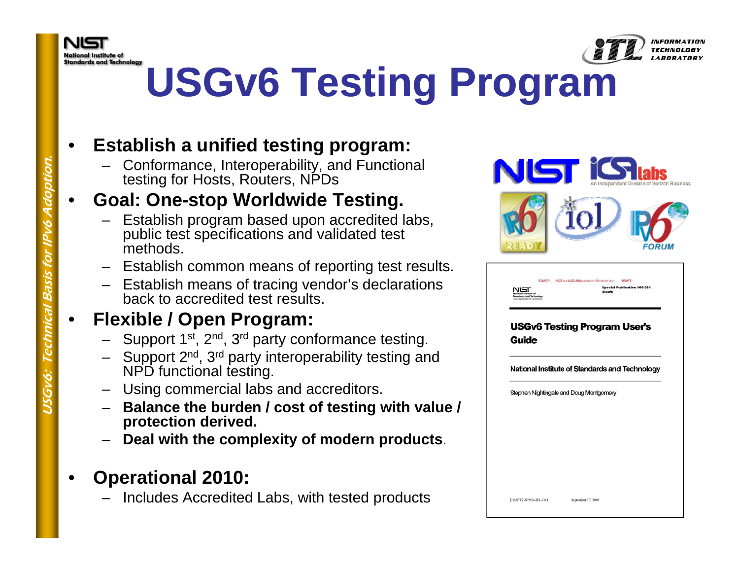# USGv6 Testing Program

- **Establish a unified testing program:**
  - Conformance, Interoperability, and Functional testing for Hosts, Routers, NPDs
- **Goal: One-stop Worldwide Testing.**
  - Establish program based upon accredited labs, public test specifications and validated test methods.
  - Establish common means of reporting test results.
  - Establish means of tracing vendor's declarations back to accredited test results.
- **Flexible / Open Program:**
  - Support 1st, 2nd, 3rd party conformance testing.
  - Support 2nd, 3rd party interoperability testing and NPD functional testing.
  - Using commercial labs and accreditors.
  - **Balance the burden / cost of testing with value / protection derived.**
  - **Deal with the complexity of modern products**.
- **Operational 2010:**
  - Includes Accredited Labs, with tested products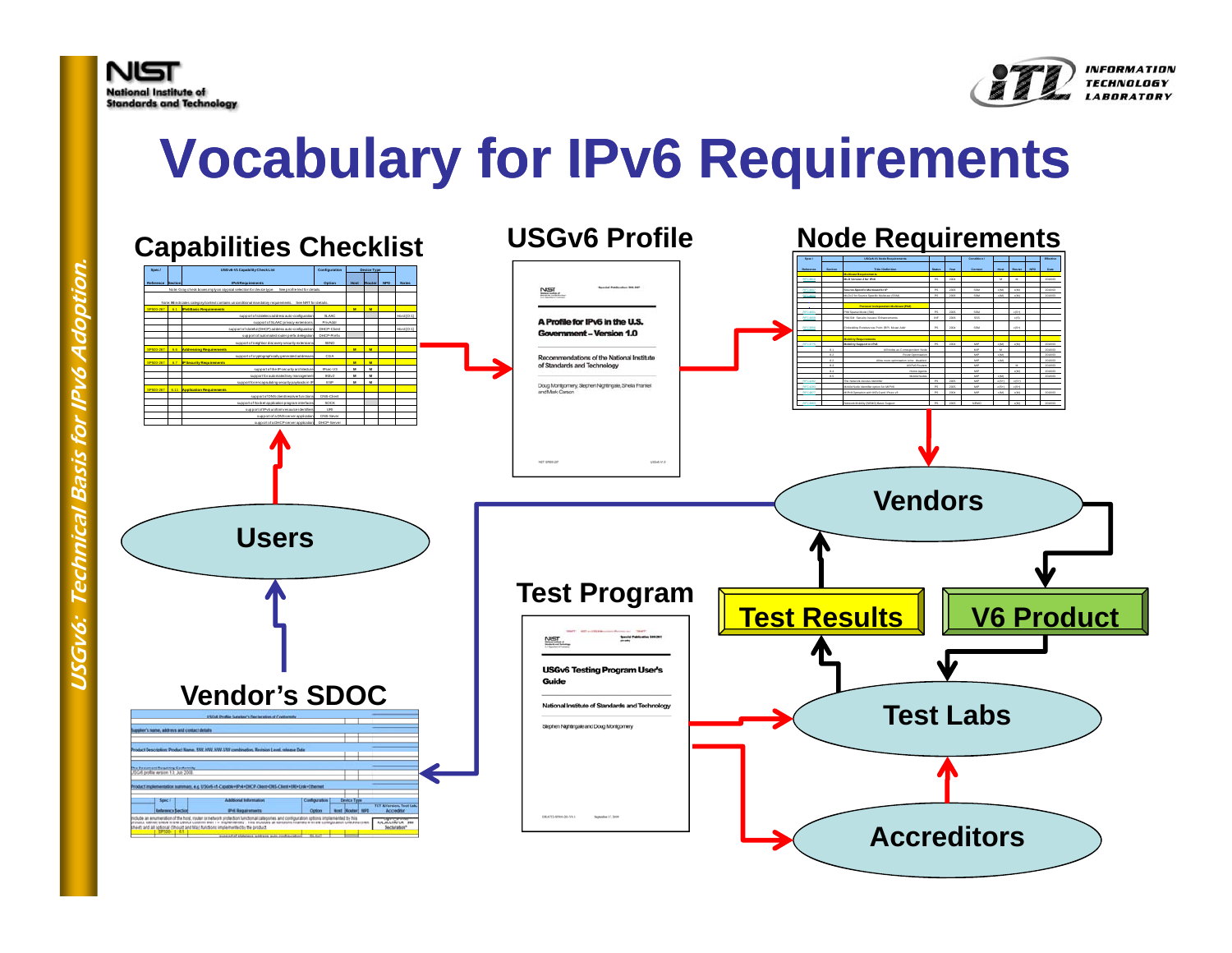# Vocabulary for IPv6 Requirements

**Capabilities Checklist**

**USGv6 Profile**

A Profile for IPv6 in the U.S. Government – Version 1.0

Recommendations of the National Institute of Standards and Technology

Doug Montgomery, Stephen Nightingale, Sheila Frankel and Mark Carson

**Node Requirements**

**Users**

**Vendors**

**Test Program**

USGv6 Testing Program User's Guide

National Institute of Standards and Technology

Stephen Nightingale and Doug Montgomery

**Test Results**

**V6 Product**

**Vendor's SDOC**

**Test Labs**

**Accreditors**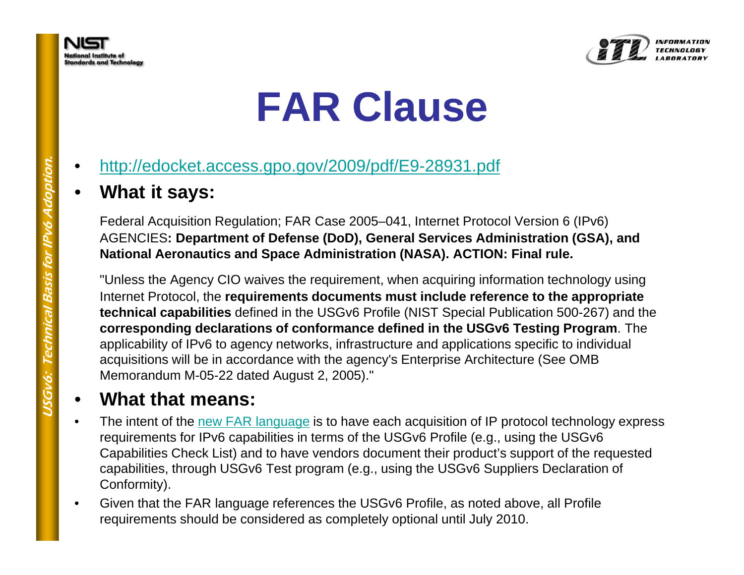# FAR Clause

- http://edocket.access.gpo.gov/2009/pdf/E9-28931.pdf
- **What it says:**

Federal Acquisition Regulation; FAR Case 2005–041, Internet Protocol Version 6 (IPv6) AGENCIES**: Department of Defense (DoD), General Services Administration (GSA), and National Aeronautics and Space Administration (NASA). ACTION: Final rule.**

"Unless the Agency CIO waives the requirement, when acquiring information technology using Internet Protocol, the **requirements documents must include reference to the appropriate technical capabilities** defined in the USGv6 Profile (NIST Special Publication 500-267) and the **corresponding declarations of conformance defined in the USGv6 Testing Program**. The applicability of IPv6 to agency networks, infrastructure and applications specific to individual acquisitions will be in accordance with the agency's Enterprise Architecture (See OMB Memorandum M-05-22 dated August 2, 2005)."

- **What that means:**
- The intent of the new FAR language is to have each acquisition of IP protocol technology express requirements for IPv6 capabilities in terms of the USGv6 Profile (e.g., using the USGv6 Capabilities Check List) and to have vendors document their product's support of the requested capabilities, through USGv6 Test program (e.g., using the USGv6 Suppliers Declaration of Conformity).
- Given that the FAR language references the USGv6 Profile, as noted above, all Profile requirements should be considered as completely optional until July 2010.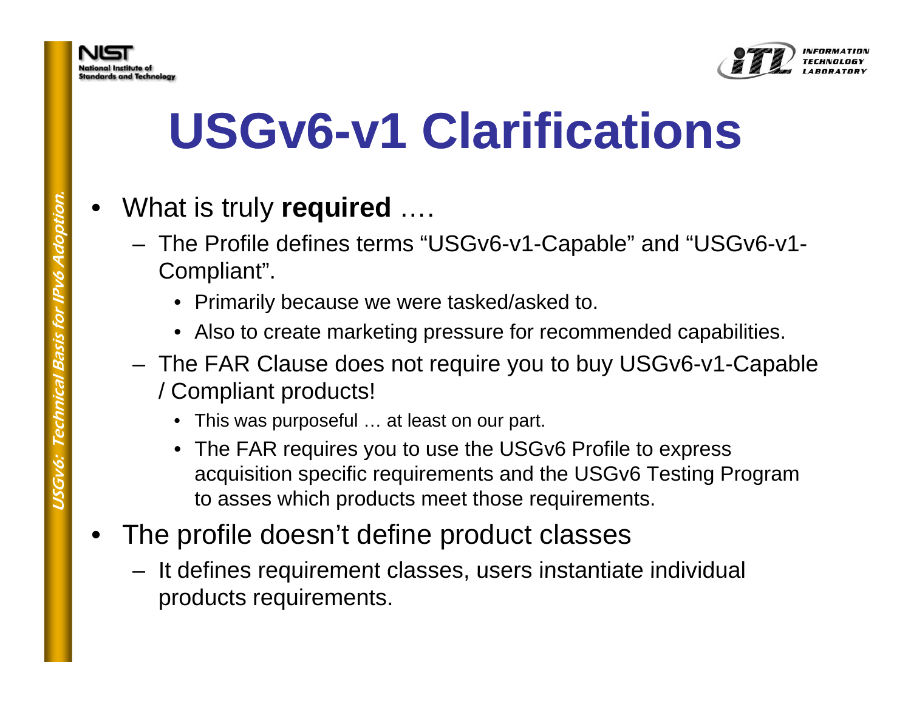# USGv6-v1 Clarifications

- What is truly **required** ….
  - The Profile defines terms "USGv6-v1-Capable" and "USGv6-v1-Compliant".
    - Primarily because we were tasked/asked to.
    - Also to create marketing pressure for recommended capabilities.
  - The FAR Clause does not require you to buy USGv6-v1-Capable / Compliant products!
    - This was purposeful … at least on our part.
    - The FAR requires you to use the USGv6 Profile to express acquisition specific requirements and the USGv6 Testing Program to asses which products meet those requirements.
- The profile doesn't define product classes
  - It defines requirement classes, users instantiate individual products requirements.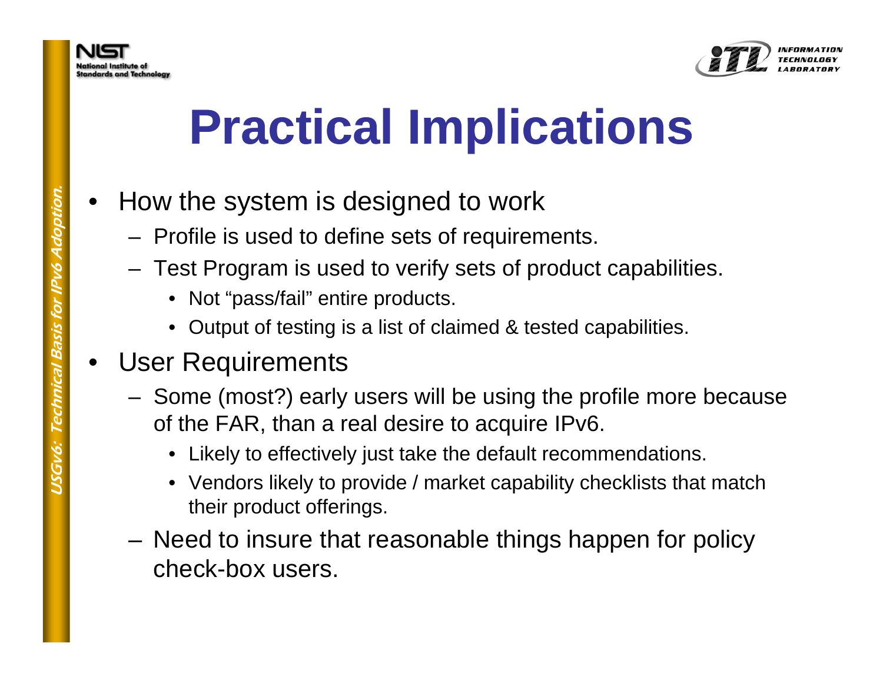# Practical Implications

- How the system is designed to work
  - Profile is used to define sets of requirements.
  - Test Program is used to verify sets of product capabilities.
    - Not “pass/fail” entire products.
    - Output of testing is a list of claimed & tested capabilities.
- User Requirements
  - Some (most?) early users will be using the profile more because of the FAR, than a real desire to acquire IPv6.
    - Likely to effectively just take the default recommendations.
    - Vendors likely to provide / market capability checklists that match their product offerings.
  - Need to insure that reasonable things happen for policy check-box users.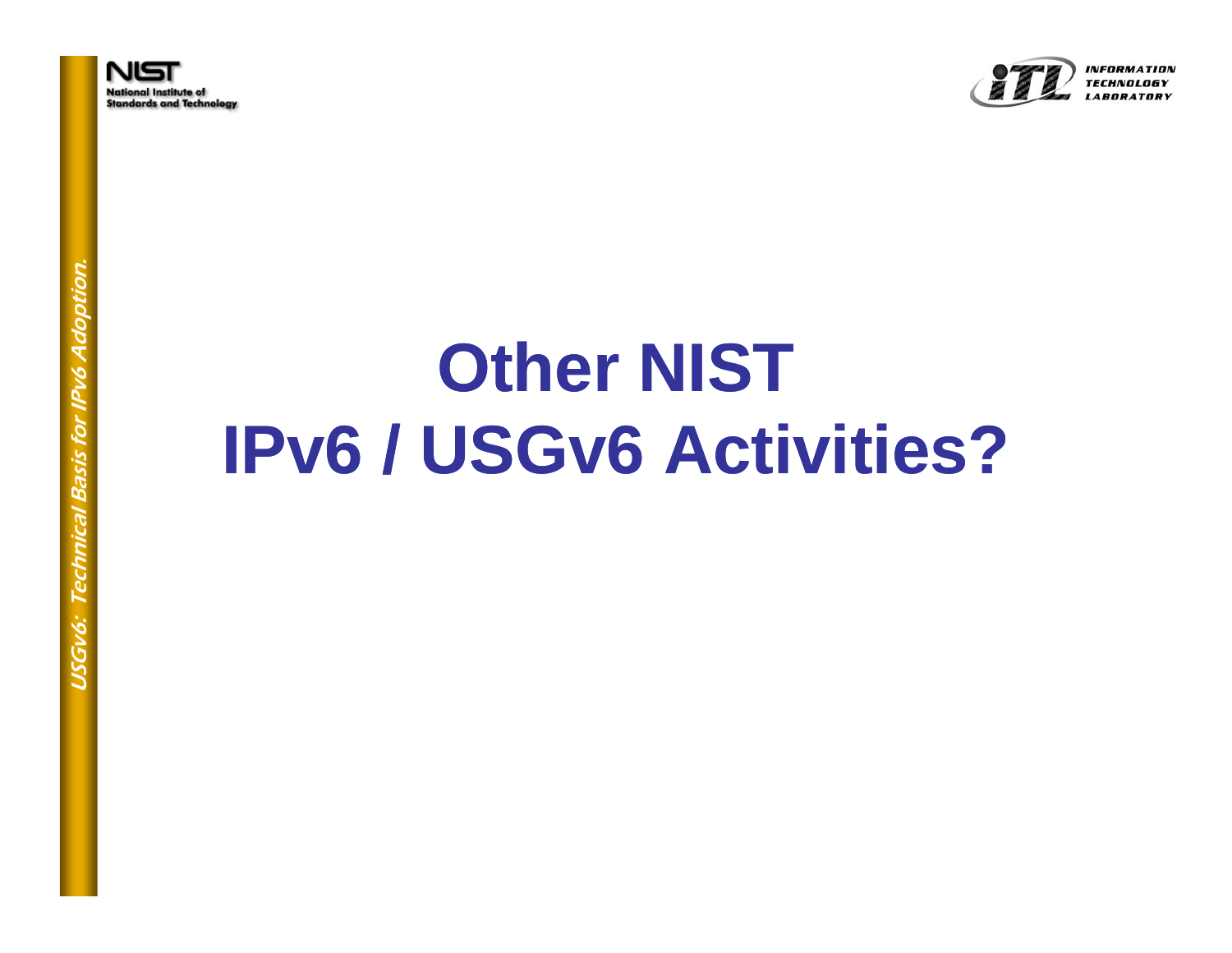# Other NIST IPv6 / USGv6 Activities?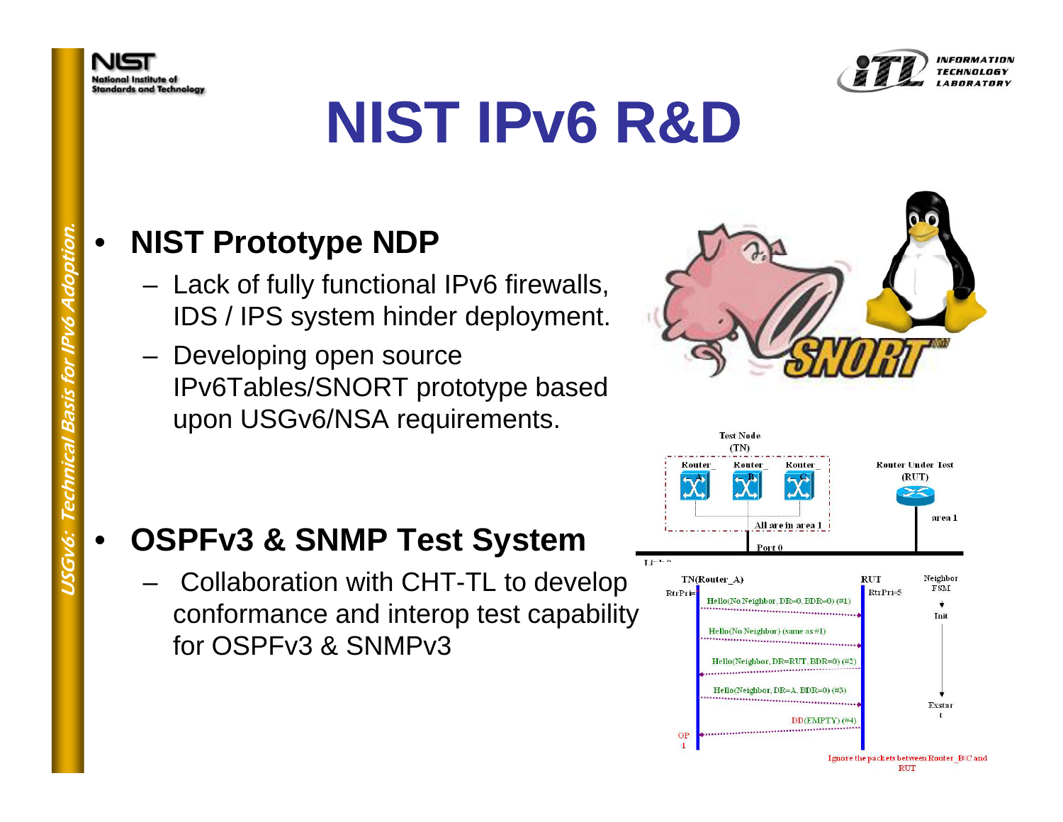# NIST IPv6 R&D

- **NIST Prototype NDP**
  - Lack of fully functional IPv6 firewalls, IDS / IPS system hinder deployment.
  - Developing open source IPv6Tables/SNORT prototype based upon USGv6/NSA requirements.

- **OSPFv3 & SNMP Test System**
  - Collaboration with CHT-TL to develop conformance and interop test capability for OSPFv3 & SNMPv3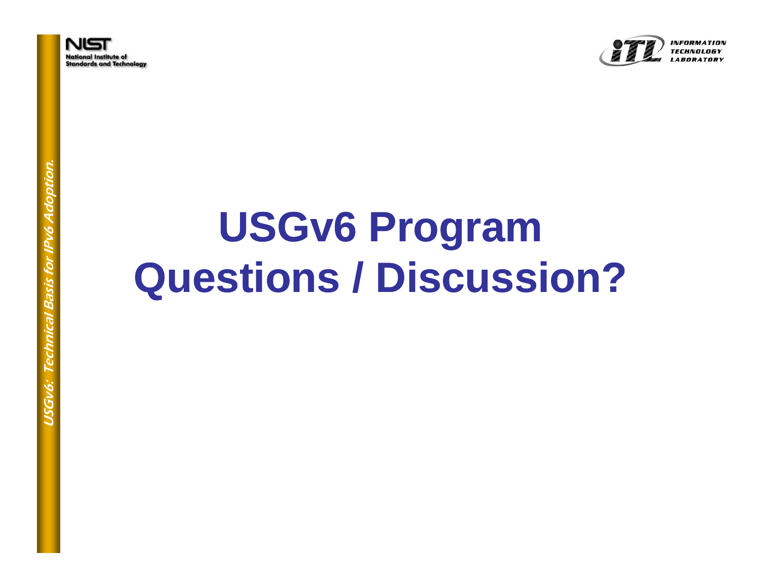# USGv6 Program Questions / Discussion?